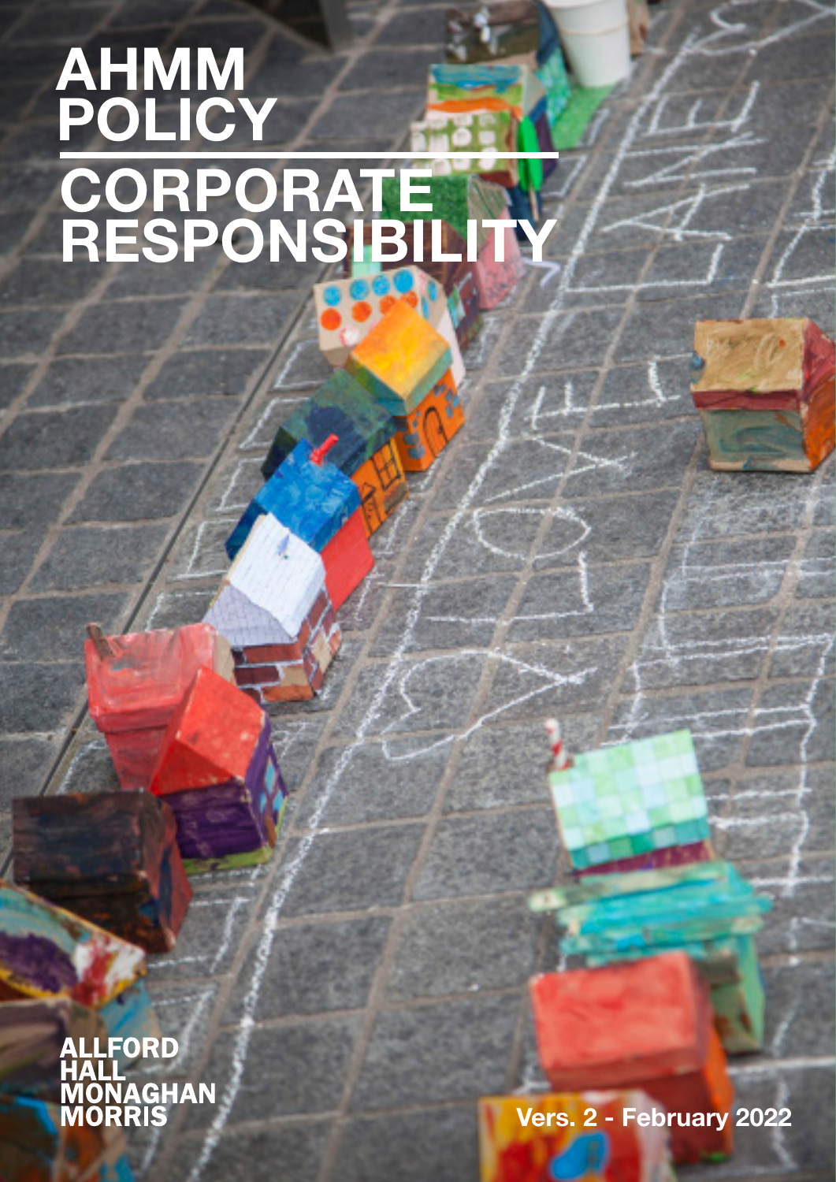# AHMM POLICY

# CORPORATE RESPONSIBILITY

ALLFORD
HALL
MONAGHAN
MORRIS

Vers. 2 - February 2022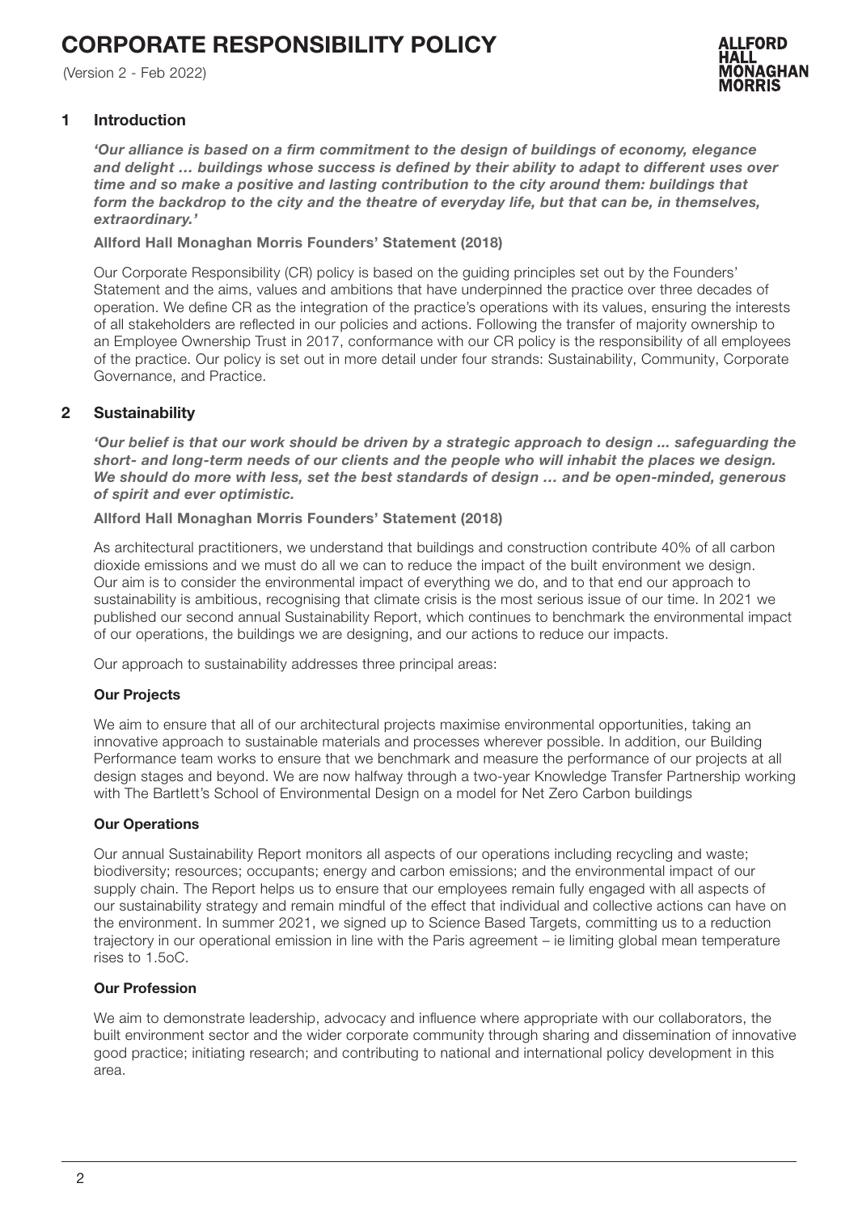# CORPORATE RESPONSIBILITY POLICY

(Version 2 - Feb 2022)

## 1 Introduction

***'Our alliance is based on a firm commitment to the design of buildings of economy, elegance and delight … buildings whose success is defined by their ability to adapt to different uses over time and so make a positive and lasting contribution to the city around them: buildings that form the backdrop to the city and the theatre of everyday life, but that can be, in themselves, extraordinary.'***

**Allford Hall Monaghan Morris Founders' Statement (2018)**

Our Corporate Responsibility (CR) policy is based on the guiding principles set out by the Founders' Statement and the aims, values and ambitions that have underpinned the practice over three decades of operation. We define CR as the integration of the practice's operations with its values, ensuring the interests of all stakeholders are reflected in our policies and actions. Following the transfer of majority ownership to an Employee Ownership Trust in 2017, conformance with our CR policy is the responsibility of all employees of the practice. Our policy is set out in more detail under four strands: Sustainability, Community, Corporate Governance, and Practice.

## 2 Sustainability

***'Our belief is that our work should be driven by a strategic approach to design ... safeguarding the short- and long-term needs of our clients and the people who will inhabit the places we design. We should do more with less, set the best standards of design … and be open-minded, generous of spirit and ever optimistic.***

**Allford Hall Monaghan Morris Founders' Statement (2018)**

As architectural practitioners, we understand that buildings and construction contribute 40% of all carbon dioxide emissions and we must do all we can to reduce the impact of the built environment we design. Our aim is to consider the environmental impact of everything we do, and to that end our approach to sustainability is ambitious, recognising that climate crisis is the most serious issue of our time. In 2021 we published our second annual Sustainability Report, which continues to benchmark the environmental impact of our operations, the buildings we are designing, and our actions to reduce our impacts.

Our approach to sustainability addresses three principal areas:

**Our Projects**

We aim to ensure that all of our architectural projects maximise environmental opportunities, taking an innovative approach to sustainable materials and processes wherever possible. In addition, our Building Performance team works to ensure that we benchmark and measure the performance of our projects at all design stages and beyond. We are now halfway through a two-year Knowledge Transfer Partnership working with The Bartlett's School of Environmental Design on a model for Net Zero Carbon buildings

**Our Operations**

Our annual Sustainability Report monitors all aspects of our operations including recycling and waste; biodiversity; resources; occupants; energy and carbon emissions; and the environmental impact of our supply chain. The Report helps us to ensure that our employees remain fully engaged with all aspects of our sustainability strategy and remain mindful of the effect that individual and collective actions can have on the environment. In summer 2021, we signed up to Science Based Targets, committing us to a reduction trajectory in our operational emission in line with the Paris agreement – ie limiting global mean temperature rises to 1.5oC.

**Our Profession**

We aim to demonstrate leadership, advocacy and influence where appropriate with our collaborators, the built environment sector and the wider corporate community through sharing and dissemination of innovative good practice; initiating research; and contributing to national and international policy development in this area.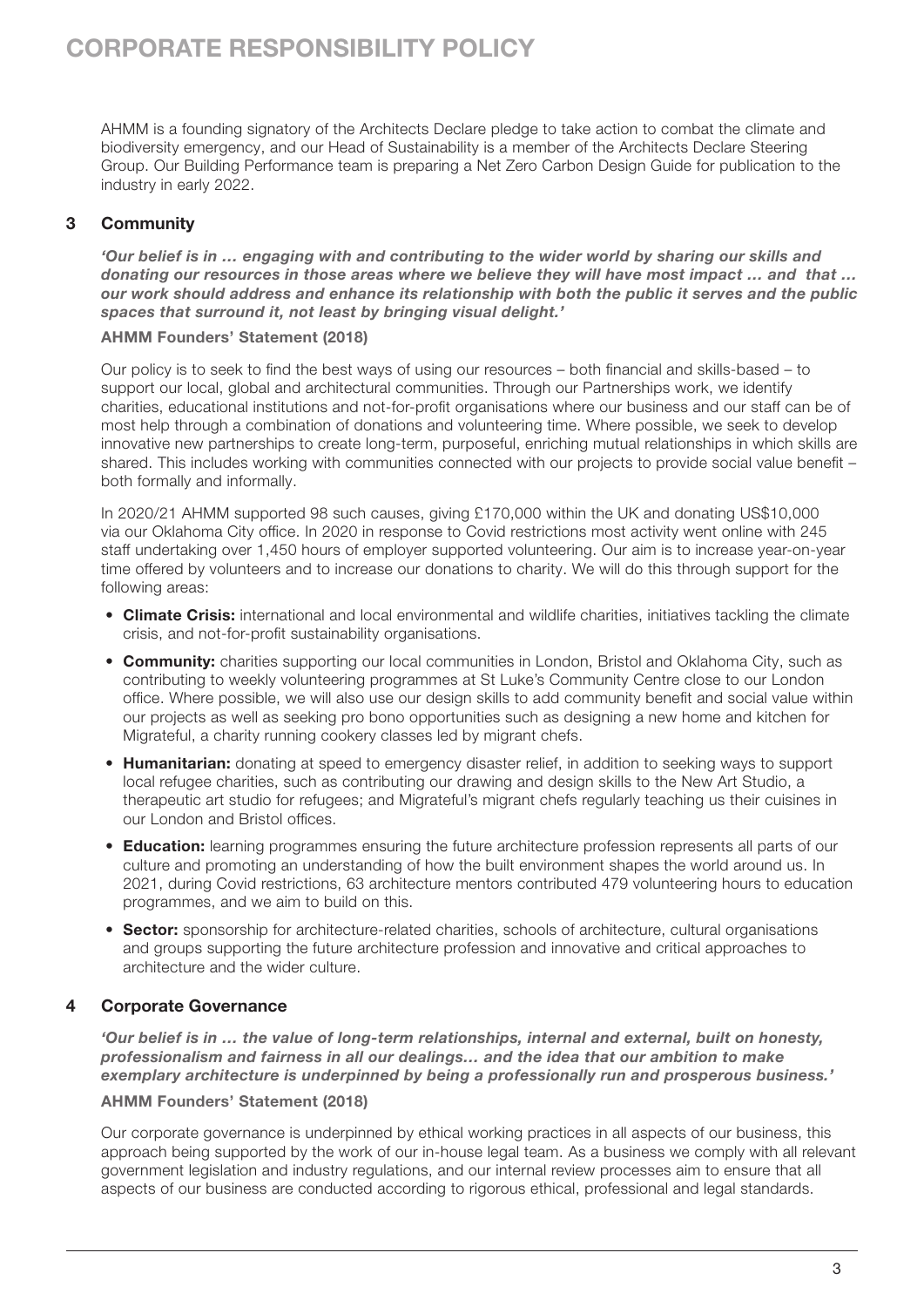AHMM is a founding signatory of the Architects Declare pledge to take action to combat the climate and biodiversity emergency, and our Head of Sustainability is a member of the Architects Declare Steering Group. Our Building Performance team is preparing a Net Zero Carbon Design Guide for publication to the industry in early 2022.

## 3 Community

***'Our belief is in … engaging with and contributing to the wider world by sharing our skills and donating our resources in those areas where we believe they will have most impact … and that … our work should address and enhance its relationship with both the public it serves and the public spaces that surround it, not least by bringing visual delight.'***

**AHMM Founders' Statement (2018)**

Our policy is to seek to find the best ways of using our resources – both financial and skills-based – to support our local, global and architectural communities. Through our Partnerships work, we identify charities, educational institutions and not-for-profit organisations where our business and our staff can be of most help through a combination of donations and volunteering time. Where possible, we seek to develop innovative new partnerships to create long-term, purposeful, enriching mutual relationships in which skills are shared. This includes working with communities connected with our projects to provide social value benefit – both formally and informally.

In 2020/21 AHMM supported 98 such causes, giving £170,000 within the UK and donating US$10,000 via our Oklahoma City office. In 2020 in response to Covid restrictions most activity went online with 245 staff undertaking over 1,450 hours of employer supported volunteering. Our aim is to increase year-on-year time offered by volunteers and to increase our donations to charity. We will do this through support for the following areas:

- **Climate Crisis:** international and local environmental and wildlife charities, initiatives tackling the climate crisis, and not-for-profit sustainability organisations.
- **Community:** charities supporting our local communities in London, Bristol and Oklahoma City, such as contributing to weekly volunteering programmes at St Luke's Community Centre close to our London office. Where possible, we will also use our design skills to add community benefit and social value within our projects as well as seeking pro bono opportunities such as designing a new home and kitchen for Migrateful, a charity running cookery classes led by migrant chefs.
- **Humanitarian:** donating at speed to emergency disaster relief, in addition to seeking ways to support local refugee charities, such as contributing our drawing and design skills to the New Art Studio, a therapeutic art studio for refugees; and Migrateful's migrant chefs regularly teaching us their cuisines in our London and Bristol offices.
- **Education:** learning programmes ensuring the future architecture profession represents all parts of our culture and promoting an understanding of how the built environment shapes the world around us. In 2021, during Covid restrictions, 63 architecture mentors contributed 479 volunteering hours to education programmes, and we aim to build on this.
- **Sector:** sponsorship for architecture-related charities, schools of architecture, cultural organisations and groups supporting the future architecture profession and innovative and critical approaches to architecture and the wider culture.

## 4 Corporate Governance

***'Our belief is in … the value of long-term relationships, internal and external, built on honesty, professionalism and fairness in all our dealings… and the idea that our ambition to make exemplary architecture is underpinned by being a professionally run and prosperous business.'***

**AHMM Founders' Statement (2018)**

Our corporate governance is underpinned by ethical working practices in all aspects of our business, this approach being supported by the work of our in-house legal team. As a business we comply with all relevant government legislation and industry regulations, and our internal review processes aim to ensure that all aspects of our business are conducted according to rigorous ethical, professional and legal standards.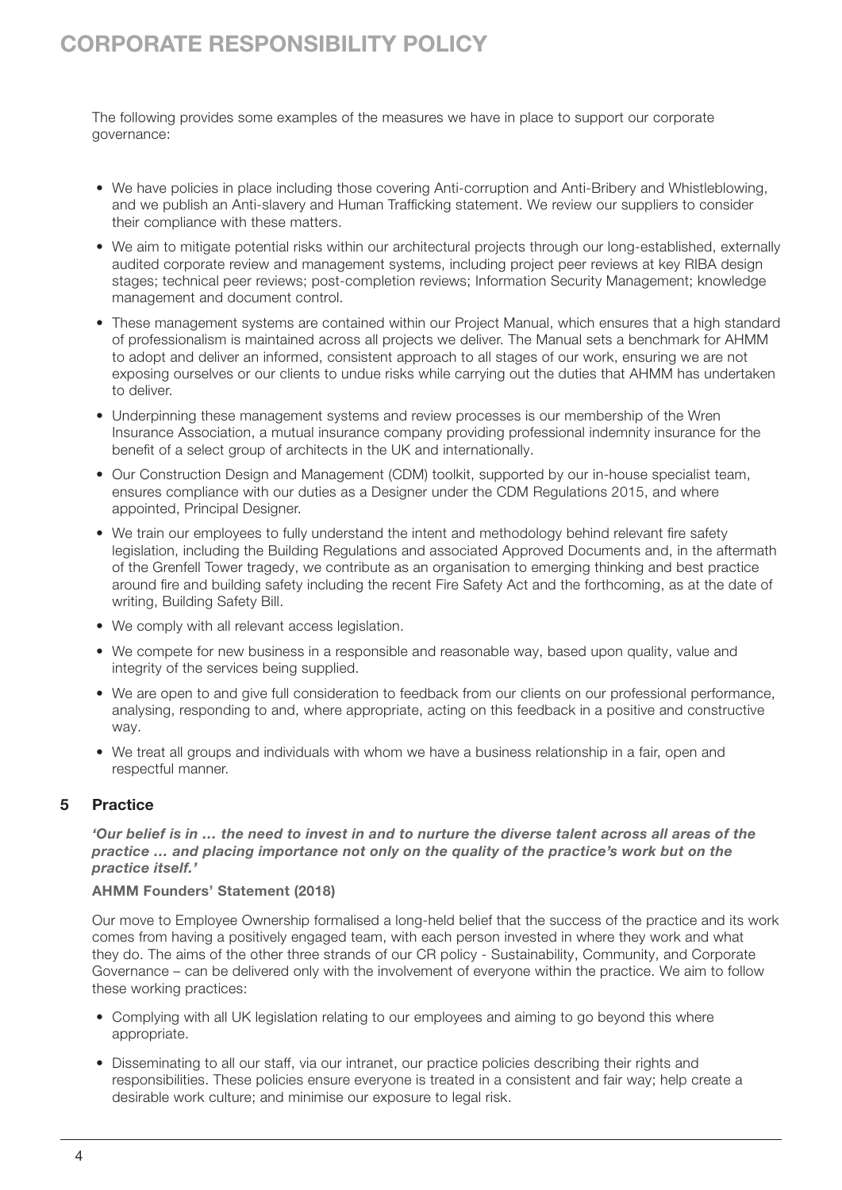The following provides some examples of the measures we have in place to support our corporate governance:

- We have policies in place including those covering Anti-corruption and Anti-Bribery and Whistleblowing, and we publish an Anti-slavery and Human Trafficking statement. We review our suppliers to consider their compliance with these matters.
- We aim to mitigate potential risks within our architectural projects through our long-established, externally audited corporate review and management systems, including project peer reviews at key RIBA design stages; technical peer reviews; post-completion reviews; Information Security Management; knowledge management and document control.
- These management systems are contained within our Project Manual, which ensures that a high standard of professionalism is maintained across all projects we deliver. The Manual sets a benchmark for AHMM to adopt and deliver an informed, consistent approach to all stages of our work, ensuring we are not exposing ourselves or our clients to undue risks while carrying out the duties that AHMM has undertaken to deliver.
- Underpinning these management systems and review processes is our membership of the Wren Insurance Association, a mutual insurance company providing professional indemnity insurance for the benefit of a select group of architects in the UK and internationally.
- Our Construction Design and Management (CDM) toolkit, supported by our in-house specialist team, ensures compliance with our duties as a Designer under the CDM Regulations 2015, and where appointed, Principal Designer.
- We train our employees to fully understand the intent and methodology behind relevant fire safety legislation, including the Building Regulations and associated Approved Documents and, in the aftermath of the Grenfell Tower tragedy, we contribute as an organisation to emerging thinking and best practice around fire and building safety including the recent Fire Safety Act and the forthcoming, as at the date of writing, Building Safety Bill.
- We comply with all relevant access legislation.
- We compete for new business in a responsible and reasonable way, based upon quality, value and integrity of the services being supplied.
- We are open to and give full consideration to feedback from our clients on our professional performance, analysing, responding to and, where appropriate, acting on this feedback in a positive and constructive way.
- We treat all groups and individuals with whom we have a business relationship in a fair, open and respectful manner.

## 5 Practice

***'Our belief is in … the need to invest in and to nurture the diverse talent across all areas of the practice … and placing importance not only on the quality of the practice's work but on the practice itself.'***

**AHMM Founders' Statement (2018)**

Our move to Employee Ownership formalised a long-held belief that the success of the practice and its work comes from having a positively engaged team, with each person invested in where they work and what they do. The aims of the other three strands of our CR policy - Sustainability, Community, and Corporate Governance – can be delivered only with the involvement of everyone within the practice. We aim to follow these working practices:

- Complying with all UK legislation relating to our employees and aiming to go beyond this where appropriate.
- Disseminating to all our staff, via our intranet, our practice policies describing their rights and responsibilities. These policies ensure everyone is treated in a consistent and fair way; help create a desirable work culture; and minimise our exposure to legal risk.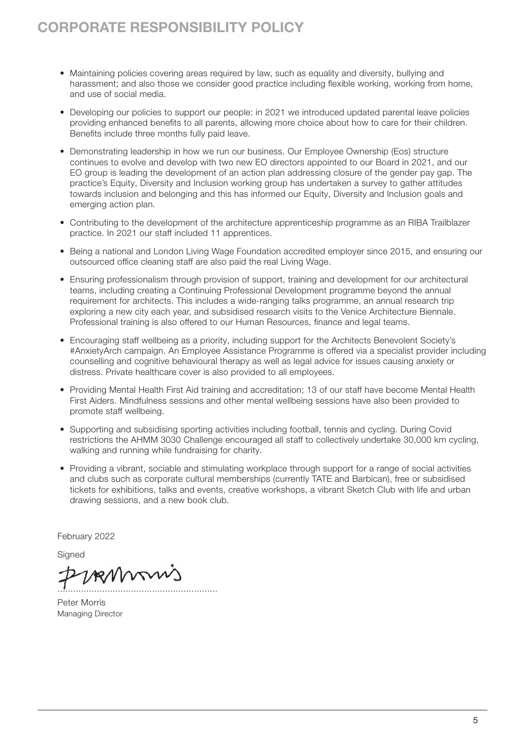# CORPORATE RESPONSIBILITY POLICY

- Maintaining policies covering areas required by law, such as equality and diversity, bullying and harassment; and also those we consider good practice including flexible working, working from home, and use of social media.
- Developing our policies to support our people: in 2021 we introduced updated parental leave policies providing enhanced benefits to all parents, allowing more choice about how to care for their children. Benefits include three months fully paid leave.
- Demonstrating leadership in how we run our business. Our Employee Ownership (Eos) structure continues to evolve and develop with two new EO directors appointed to our Board in 2021, and our EO group is leading the development of an action plan addressing closure of the gender pay gap. The practice's Equity, Diversity and Inclusion working group has undertaken a survey to gather attitudes towards inclusion and belonging and this has informed our Equity, Diversity and Inclusion goals and emerging action plan.
- Contributing to the development of the architecture apprenticeship programme as an RIBA Trailblazer practice. In 2021 our staff included 11 apprentices.
- Being a national and London Living Wage Foundation accredited employer since 2015, and ensuring our outsourced office cleaning staff are also paid the real Living Wage.
- Ensuring professionalism through provision of support, training and development for our architectural teams, including creating a Continuing Professional Development programme beyond the annual requirement for architects. This includes a wide-ranging talks programme, an annual research trip exploring a new city each year, and subsidised research visits to the Venice Architecture Biennale. Professional training is also offered to our Human Resources, finance and legal teams.
- Encouraging staff wellbeing as a priority, including support for the Architects Benevolent Society's #AnxietyArch campaign. An Employee Assistance Programme is offered via a specialist provider including counselling and cognitive behavioural therapy as well as legal advice for issues causing anxiety or distress. Private healthcare cover is also provided to all employees.
- Providing Mental Health First Aid training and accreditation; 13 of our staff have become Mental Health First Aiders. Mindfulness sessions and other mental wellbeing sessions have also been provided to promote staff wellbeing.
- Supporting and subsidising sporting activities including football, tennis and cycling. During Covid restrictions the AHMM 3030 Challenge encouraged all staff to collectively undertake 30,000 km cycling, walking and running while fundraising for charity.
- Providing a vibrant, sociable and stimulating workplace through support for a range of social activities and clubs such as corporate cultural memberships (currently TATE and Barbican), free or subsidised tickets for exhibitions, talks and events, creative workshops, a vibrant Sketch Club with life and urban drawing sessions, and a new book club.

February 2022

Signed

............................................................

Peter Morris
Managing Director